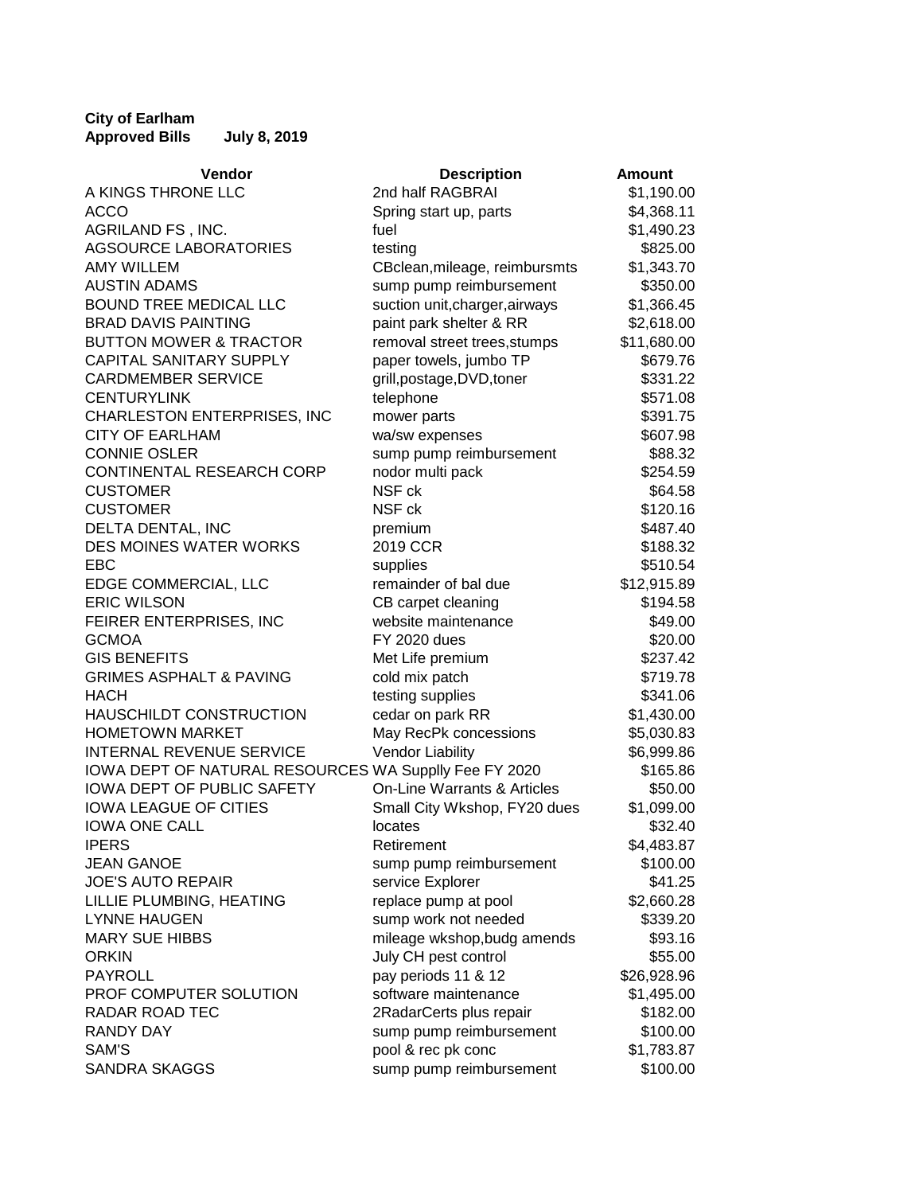**City of Earlham**
**Approved Bills July 8, 2019**

| Vendor | Description | Amount |
|---|---|---|
| A KINGS THRONE LLC | 2nd half RAGBRAI | $1,190.00 |
| ACCO | Spring start up, parts | $4,368.11 |
| AGRILAND FS , INC. | fuel | $1,490.23 |
| AGSOURCE LABORATORIES | testing | $825.00 |
| AMY WILLEM | CBclean,mileage, reimbursmts | $1,343.70 |
| AUSTIN ADAMS | sump pump reimbursement | $350.00 |
| BOUND TREE MEDICAL LLC | suction unit,charger,airways | $1,366.45 |
| BRAD DAVIS PAINTING | paint park shelter & RR | $2,618.00 |
| BUTTON MOWER & TRACTOR | removal street trees,stumps | $11,680.00 |
| CAPITAL SANITARY SUPPLY | paper towels, jumbo TP | $679.76 |
| CARDMEMBER SERVICE | grill,postage,DVD,toner | $331.22 |
| CENTURYLINK | telephone | $571.08 |
| CHARLESTON ENTERPRISES, INC | mower parts | $391.75 |
| CITY OF EARLHAM | wa/sw expenses | $607.98 |
| CONNIE OSLER | sump pump reimbursement | $88.32 |
| CONTINENTAL RESEARCH CORP | nodor multi pack | $254.59 |
| CUSTOMER | NSF ck | $64.58 |
| CUSTOMER | NSF ck | $120.16 |
| DELTA DENTAL, INC | premium | $487.40 |
| DES MOINES WATER WORKS | 2019 CCR | $188.32 |
| EBC | supplies | $510.54 |
| EDGE COMMERCIAL, LLC | remainder of bal due | $12,915.89 |
| ERIC WILSON | CB carpet cleaning | $194.58 |
| FEIRER ENTERPRISES, INC | website maintenance | $49.00 |
| GCMOA | FY 2020 dues | $20.00 |
| GIS BENEFITS | Met Life premium | $237.42 |
| GRIMES ASPHALT & PAVING | cold mix patch | $719.78 |
| HACH | testing supplies | $341.06 |
| HAUSCHILDT CONSTRUCTION | cedar on park RR | $1,430.00 |
| HOMETOWN MARKET | May RecPk concessions | $5,030.83 |
| INTERNAL REVENUE SERVICE | Vendor Liability | $6,999.86 |
| IOWA DEPT OF NATURAL RESOURCES | WA Supplly Fee FY 2020 | $165.86 |
| IOWA DEPT OF PUBLIC SAFETY | On-Line Warrants & Articles | $50.00 |
| IOWA LEAGUE OF CITIES | Small City Wkshop, FY20 dues | $1,099.00 |
| IOWA ONE CALL | locates | $32.40 |
| IPERS | Retirement | $4,483.87 |
| JEAN GANOE | sump pump reimbursement | $100.00 |
| JOE'S AUTO REPAIR | service Explorer | $41.25 |
| LILLIE PLUMBING, HEATING | replace pump at pool | $2,660.28 |
| LYNNE HAUGEN | sump work not needed | $339.20 |
| MARY SUE HIBBS | mileage wkshop,budg amends | $93.16 |
| ORKIN | July CH pest control | $55.00 |
| PAYROLL | pay periods 11 & 12 | $26,928.96 |
| PROF COMPUTER SOLUTION | software maintenance | $1,495.00 |
| RADAR ROAD TEC | 2RadarCerts plus repair | $182.00 |
| RANDY DAY | sump pump reimbursement | $100.00 |
| SAM'S | pool & rec pk conc | $1,783.87 |
| SANDRA SKAGGS | sump pump reimbursement | $100.00 |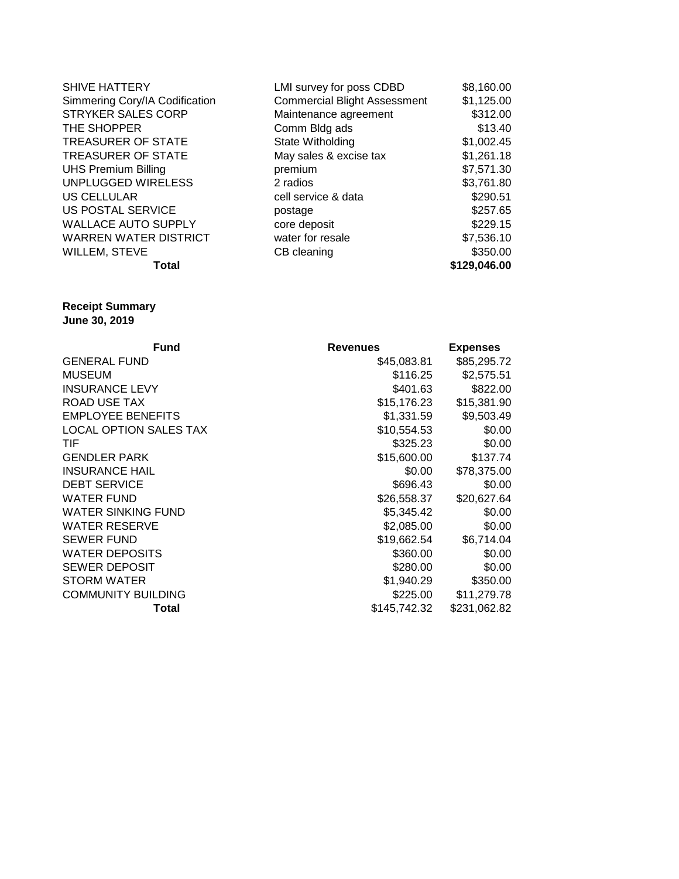| | | |
|---|---|---|
| SHIVE HATTERY | LMI survey for poss CDBD | $8,160.00 |
| Simmering Cory/IA Codification | Commercial Blight Assessment | $1,125.00 |
| STRYKER SALES CORP | Maintenance agreement | $312.00 |
| THE SHOPPER | Comm Bldg ads | $13.40 |
| TREASURER OF STATE | State Witholding | $1,002.45 |
| TREASURER OF STATE | May sales & excise tax | $1,261.18 |
| UHS Premium Billing | premium | $7,571.30 |
| UNPLUGGED WIRELESS | 2 radios | $3,761.80 |
| US CELLULAR | cell service & data | $290.51 |
| US POSTAL SERVICE | postage | $257.65 |
| WALLACE AUTO SUPPLY | core deposit | $229.15 |
| WARREN WATER DISTRICT | water for resale | $7,536.10 |
| WILLEM, STEVE | CB cleaning | $350.00 |
| **Total** | | **$129,046.00** |

**Receipt Summary**
**June 30, 2019**

| Fund | Revenues | Expenses |
|---|---|---|
| GENERAL FUND | $45,083.81 | $85,295.72 |
| MUSEUM | $116.25 | $2,575.51 |
| INSURANCE LEVY | $401.63 | $822.00 |
| ROAD USE TAX | $15,176.23 | $15,381.90 |
| EMPLOYEE BENEFITS | $1,331.59 | $9,503.49 |
| LOCAL OPTION SALES TAX | $10,554.53 | $0.00 |
| TIF | $325.23 | $0.00 |
| GENDLER PARK | $15,600.00 | $137.74 |
| INSURANCE HAIL | $0.00 | $78,375.00 |
| DEBT SERVICE | $696.43 | $0.00 |
| WATER FUND | $26,558.37 | $20,627.64 |
| WATER SINKING FUND | $5,345.42 | $0.00 |
| WATER RESERVE | $2,085.00 | $0.00 |
| SEWER FUND | $19,662.54 | $6,714.04 |
| WATER DEPOSITS | $360.00 | $0.00 |
| SEWER DEPOSIT | $280.00 | $0.00 |
| STORM WATER | $1,940.29 | $350.00 |
| COMMUNITY BUILDING | $225.00 | $11,279.78 |
| **Total** | $145,742.32 | $231,062.82 |